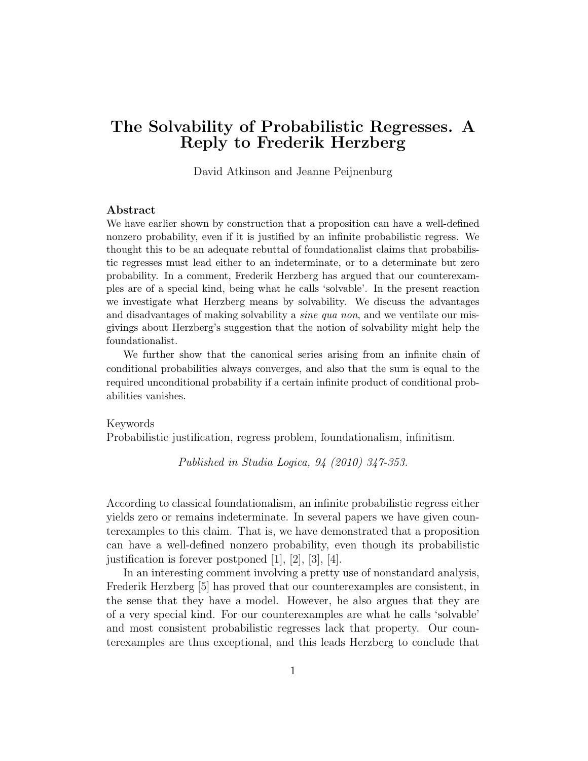# The Solvability of Probabilistic Regresses. A Reply to Frederik Herzberg

David Atkinson and Jeanne Peijnenburg

### Abstract

We have earlier shown by construction that a proposition can have a well-defined nonzero probability, even if it is justified by an infinite probabilistic regress. We thought this to be an adequate rebuttal of foundationalist claims that probabilistic regresses must lead either to an indeterminate, or to a determinate but zero probability. In a comment, Frederik Herzberg has argued that our counterexamples are of a special kind, being what he calls 'solvable'. In the present reaction we investigate what Herzberg means by solvability. We discuss the advantages and disadvantages of making solvability a *sine qua non*, and we ventilate our misgivings about Herzberg's suggestion that the notion of solvability might help the foundationalist.

We further show that the canonical series arising from an infinite chain of conditional probabilities always converges, and also that the sum is equal to the required unconditional probability if a certain infinite product of conditional probabilities vanishes.

Keywords
Probabilistic justification, regress problem, foundationalism, infinitism.

*Published in Studia Logica, 94 (2010) 347-353.*

According to classical foundationalism, an infinite probabilistic regress either yields zero or remains indeterminate. In several papers we have given counterexamples to this claim. That is, we have demonstrated that a proposition can have a well-defined nonzero probability, even though its probabilistic justification is forever postponed [1], [2], [3], [4].

In an interesting comment involving a pretty use of nonstandard analysis, Frederik Herzberg [5] has proved that our counterexamples are consistent, in the sense that they have a model. However, he also argues that they are of a very special kind. For our counterexamples are what he calls 'solvable' and most consistent probabilistic regresses lack that property. Our counterexamples are thus exceptional, and this leads Herzberg to conclude that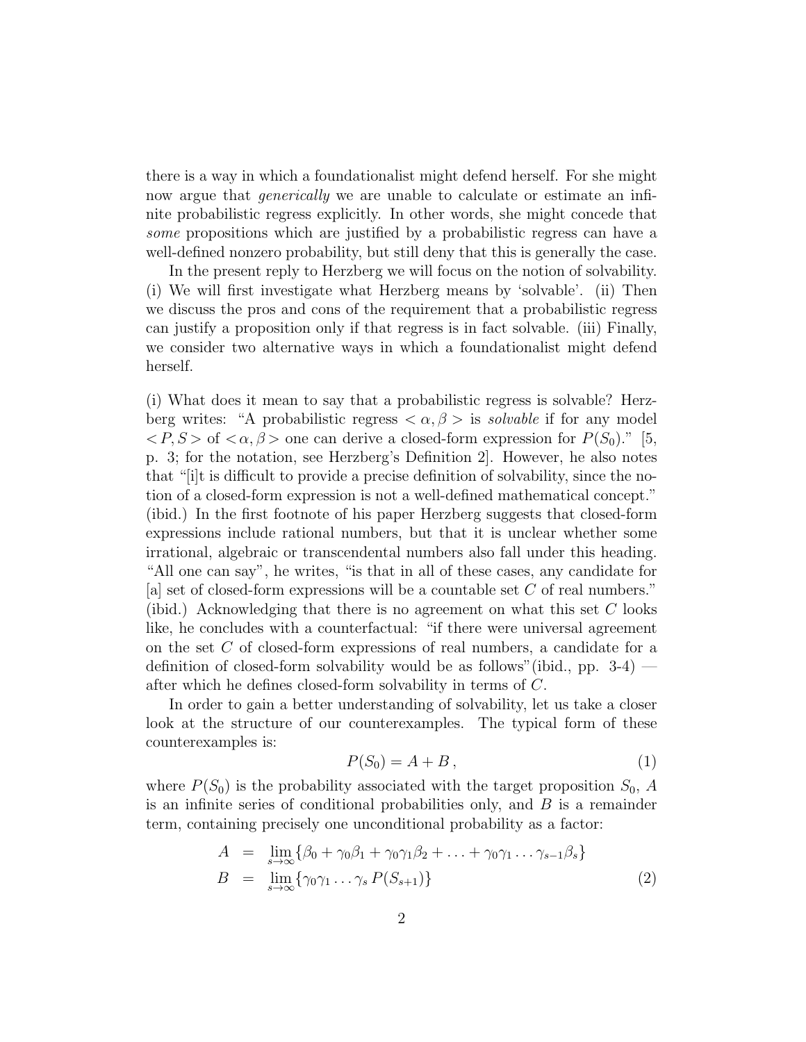there is a way in which a foundationalist might defend herself. For she might now argue that *generically* we are unable to calculate or estimate an infinite probabilistic regress explicitly. In other words, she might concede that *some* propositions which are justified by a probabilistic regress can have a well-defined nonzero probability, but still deny that this is generally the case.

In the present reply to Herzberg we will focus on the notion of solvability. (i) We will first investigate what Herzberg means by 'solvable'. (ii) Then we discuss the pros and cons of the requirement that a probabilistic regress can justify a proposition only if that regress is in fact solvable. (iii) Finally, we consider two alternative ways in which a foundationalist might defend herself.

(i) What does it mean to say that a probabilistic regress is solvable? Herzberg writes: "A probabilistic regress $<\alpha,\beta>$ is *solvable* if for any model $<P,S>$ of $<\alpha,\beta>$ one can derive a closed-form expression for $P(S_0)$." [5, p. 3; for the notation, see Herzberg's Definition 2]. However, he also notes that "[i]t is difficult to provide a precise definition of solvability, since the notion of a closed-form expression is not a well-defined mathematical concept." (ibid.) In the first footnote of his paper Herzberg suggests that closed-form expressions include rational numbers, but that it is unclear whether some irrational, algebraic or transcendental numbers also fall under this heading. "All one can say", he writes, "is that in all of these cases, any candidate for [a] set of closed-form expressions will be a countable set $C$ of real numbers." (ibid.) Acknowledging that there is no agreement on what this set $C$ looks like, he concludes with a counterfactual: "if there were universal agreement on the set $C$ of closed-form expressions of real numbers, a candidate for a definition of closed-form solvability would be as follows"(ibid., pp. 3-4) — after which he defines closed-form solvability in terms of $C$.

In order to gain a better understanding of solvability, let us take a closer look at the structure of our counterexamples. The typical form of these counterexamples is:

$$P(S_0) = A + B\,, \tag{1}$$

where $P(S_0)$ is the probability associated with the target proposition $S_0$, $A$ is an infinite series of conditional probabilities only, and $B$ is a remainder term, containing precisely one unconditional probability as a factor:

$$\begin{aligned} A &= \lim_{s\to\infty}\{\beta_0 + \gamma_0\beta_1 + \gamma_0\gamma_1\beta_2 + \ldots + \gamma_0\gamma_1\ldots\gamma_{s-1}\beta_s\} \\ B &= \lim_{s\to\infty}\{\gamma_0\gamma_1\ldots\gamma_s\, P(S_{s+1})\} \end{aligned} \tag{2}$$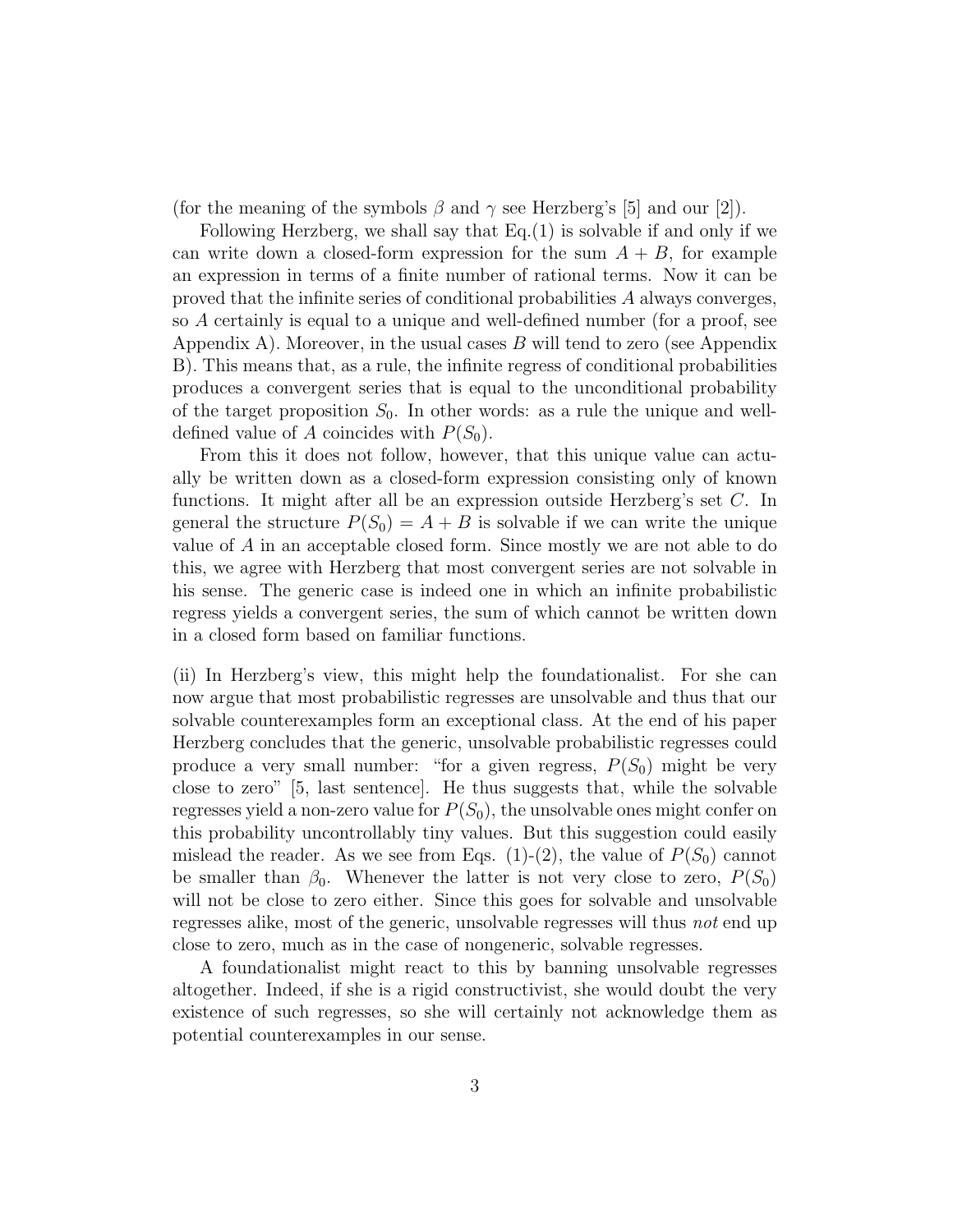(for the meaning of the symbols $\beta$ and $\gamma$ see Herzberg's [5] and our [2]).

Following Herzberg, we shall say that Eq.(1) is solvable if and only if we can write down a closed-form expression for the sum $A + B$, for example an expression in terms of a finite number of rational terms. Now it can be proved that the infinite series of conditional probabilities $A$ always converges, so $A$ certainly is equal to a unique and well-defined number (for a proof, see Appendix A). Moreover, in the usual cases $B$ will tend to zero (see Appendix B). This means that, as a rule, the infinite regress of conditional probabilities produces a convergent series that is equal to the unconditional probability of the target proposition $S_0$. In other words: as a rule the unique and well-defined value of $A$ coincides with $P(S_0)$.

From this it does not follow, however, that this unique value can actually be written down as a closed-form expression consisting only of known functions. It might after all be an expression outside Herzberg's set $C$. In general the structure $P(S_0) = A + B$ is solvable if we can write the unique value of $A$ in an acceptable closed form. Since mostly we are not able to do this, we agree with Herzberg that most convergent series are not solvable in his sense. The generic case is indeed one in which an infinite probabilistic regress yields a convergent series, the sum of which cannot be written down in a closed form based on familiar functions.

(ii) In Herzberg's view, this might help the foundationalist. For she can now argue that most probabilistic regresses are unsolvable and thus that our solvable counterexamples form an exceptional class. At the end of his paper Herzberg concludes that the generic, unsolvable probabilistic regresses could produce a very small number: "for a given regress, $P(S_0)$ might be very close to zero" [5, last sentence]. He thus suggests that, while the solvable regresses yield a non-zero value for $P(S_0)$, the unsolvable ones might confer on this probability uncontrollably tiny values. But this suggestion could easily mislead the reader. As we see from Eqs. (1)-(2), the value of $P(S_0)$ cannot be smaller than $\beta_0$. Whenever the latter is not very close to zero, $P(S_0)$ will not be close to zero either. Since this goes for solvable and unsolvable regresses alike, most of the generic, unsolvable regresses will thus *not* end up close to zero, much as in the case of nongeneric, solvable regresses.

A foundationalist might react to this by banning unsolvable regresses altogether. Indeed, if she is a rigid constructivist, she would doubt the very existence of such regresses, so she will certainly not acknowledge them as potential counterexamples in our sense.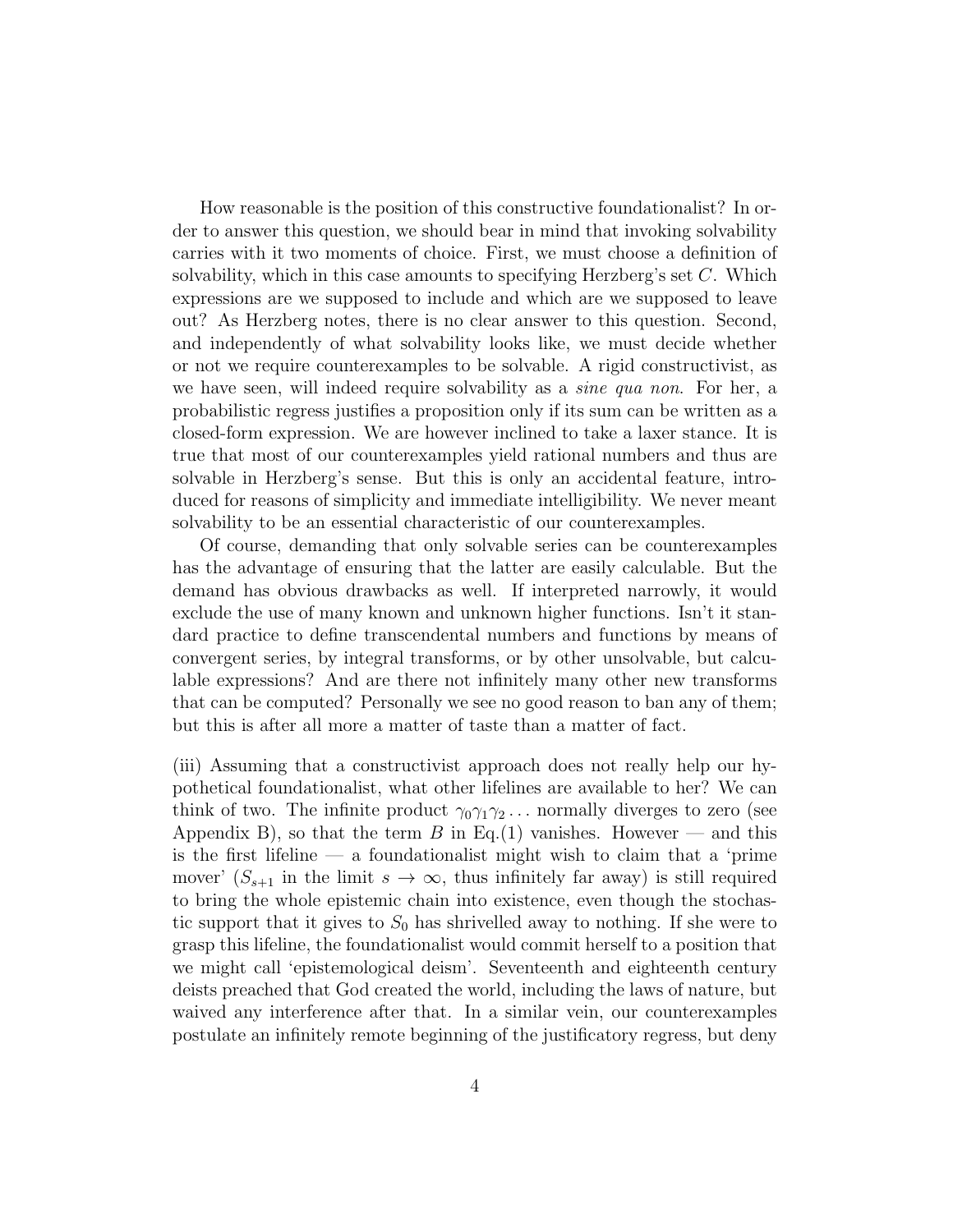How reasonable is the position of this constructive foundationalist? In order to answer this question, we should bear in mind that invoking solvability carries with it two moments of choice. First, we must choose a definition of solvability, which in this case amounts to specifying Herzberg's set $C$. Which expressions are we supposed to include and which are we supposed to leave out? As Herzberg notes, there is no clear answer to this question. Second, and independently of what solvability looks like, we must decide whether or not we require counterexamples to be solvable. A rigid constructivist, as we have seen, will indeed require solvability as a *sine qua non*. For her, a probabilistic regress justifies a proposition only if its sum can be written as a closed-form expression. We are however inclined to take a laxer stance. It is true that most of our counterexamples yield rational numbers and thus are solvable in Herzberg's sense. But this is only an accidental feature, introduced for reasons of simplicity and immediate intelligibility. We never meant solvability to be an essential characteristic of our counterexamples.

Of course, demanding that only solvable series can be counterexamples has the advantage of ensuring that the latter are easily calculable. But the demand has obvious drawbacks as well. If interpreted narrowly, it would exclude the use of many known and unknown higher functions. Isn't it standard practice to define transcendental numbers and functions by means of convergent series, by integral transforms, or by other unsolvable, but calculable expressions? And are there not infinitely many other new transforms that can be computed? Personally we see no good reason to ban any of them; but this is after all more a matter of taste than a matter of fact.

(iii) Assuming that a constructivist approach does not really help our hypothetical foundationalist, what other lifelines are available to her? We can think of two. The infinite product $\gamma_0\gamma_1\gamma_2\ldots$ normally diverges to zero (see Appendix B), so that the term $B$ in Eq.(1) vanishes. However — and this is the first lifeline — a foundationalist might wish to claim that a 'prime mover' ($S_{s+1}$ in the limit $s \to \infty$, thus infinitely far away) is still required to bring the whole epistemic chain into existence, even though the stochastic support that it gives to $S_0$ has shrivelled away to nothing. If she were to grasp this lifeline, the foundationalist would commit herself to a position that we might call 'epistemological deism'. Seventeenth and eighteenth century deists preached that God created the world, including the laws of nature, but waived any interference after that. In a similar vein, our counterexamples postulate an infinitely remote beginning of the justificatory regress, but deny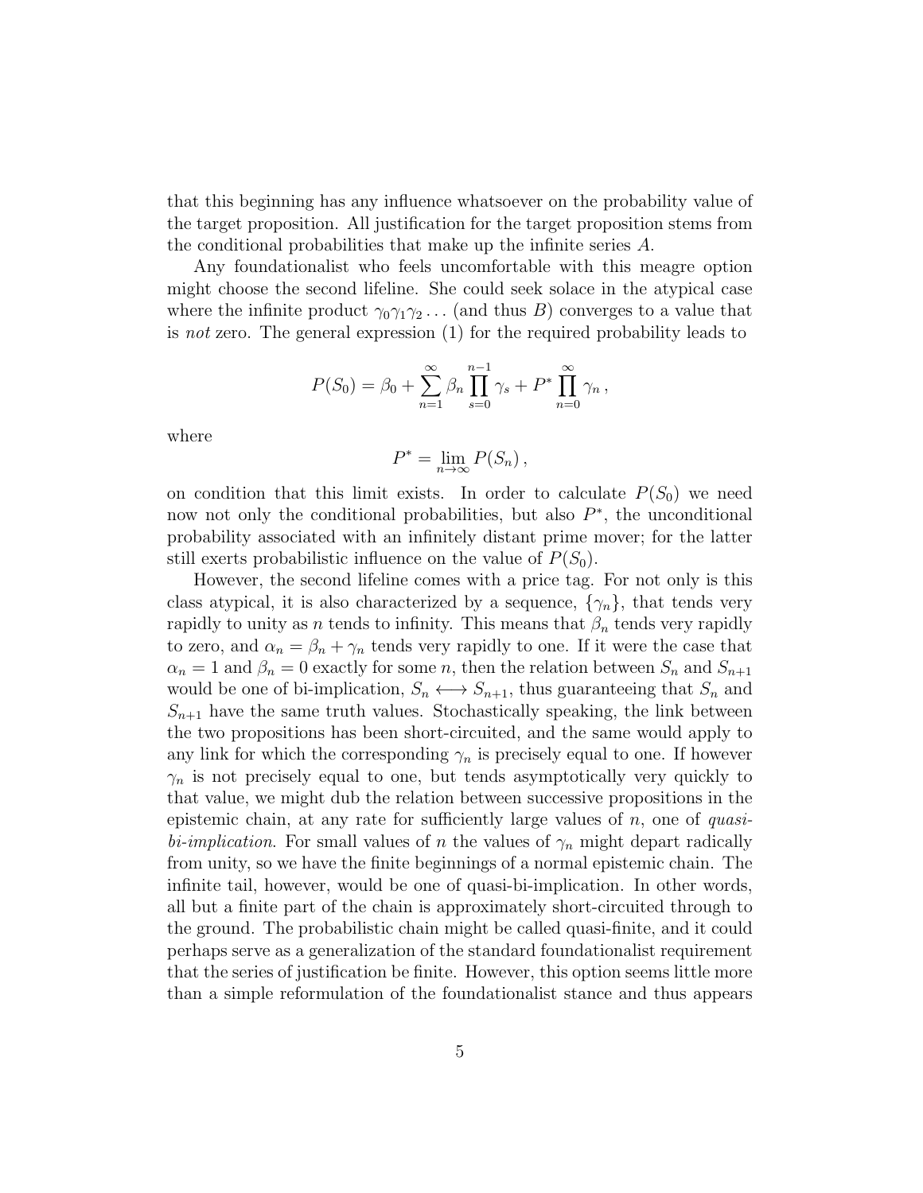that this beginning has any influence whatsoever on the probability value of the target proposition. All justification for the target proposition stems from the conditional probabilities that make up the infinite series $A$.

Any foundationalist who feels uncomfortable with this meagre option might choose the second lifeline. She could seek solace in the atypical case where the infinite product $\gamma_0\gamma_1\gamma_2\ldots$ (and thus $B$) converges to a value that is *not* zero. The general expression (1) for the required probability leads to

$$P(S_0) = \beta_0 + \sum_{n=1}^{\infty} \beta_n \prod_{s=0}^{n-1} \gamma_s + P^* \prod_{n=0}^{\infty} \gamma_n \,,$$

where

$$P^* = \lim_{n\to\infty} P(S_n)\,,$$

on condition that this limit exists. In order to calculate $P(S_0)$ we need now not only the conditional probabilities, but also $P^*$, the unconditional probability associated with an infinitely distant prime mover; for the latter still exerts probabilistic influence on the value of $P(S_0)$.

However, the second lifeline comes with a price tag. For not only is this class atypical, it is also characterized by a sequence, $\{\gamma_n\}$, that tends very rapidly to unity as $n$ tends to infinity. This means that $\beta_n$ tends very rapidly to zero, and $\alpha_n = \beta_n + \gamma_n$ tends very rapidly to one. If it were the case that $\alpha_n = 1$ and $\beta_n = 0$ exactly for some $n$, then the relation between $S_n$ and $S_{n+1}$ would be one of bi-implication, $S_n \longleftrightarrow S_{n+1}$, thus guaranteeing that $S_n$ and $S_{n+1}$ have the same truth values. Stochastically speaking, the link between the two propositions has been short-circuited, and the same would apply to any link for which the corresponding $\gamma_n$ is precisely equal to one. If however $\gamma_n$ is not precisely equal to one, but tends asymptotically very quickly to that value, we might dub the relation between successive propositions in the epistemic chain, at any rate for sufficiently large values of $n$, one of *quasi-bi-implication*. For small values of $n$ the values of $\gamma_n$ might depart radically from unity, so we have the finite beginnings of a normal epistemic chain. The infinite tail, however, would be one of quasi-bi-implication. In other words, all but a finite part of the chain is approximately short-circuited through to the ground. The probabilistic chain might be called quasi-finite, and it could perhaps serve as a generalization of the standard foundationalist requirement that the series of justification be finite. However, this option seems little more than a simple reformulation of the foundationalist stance and thus appears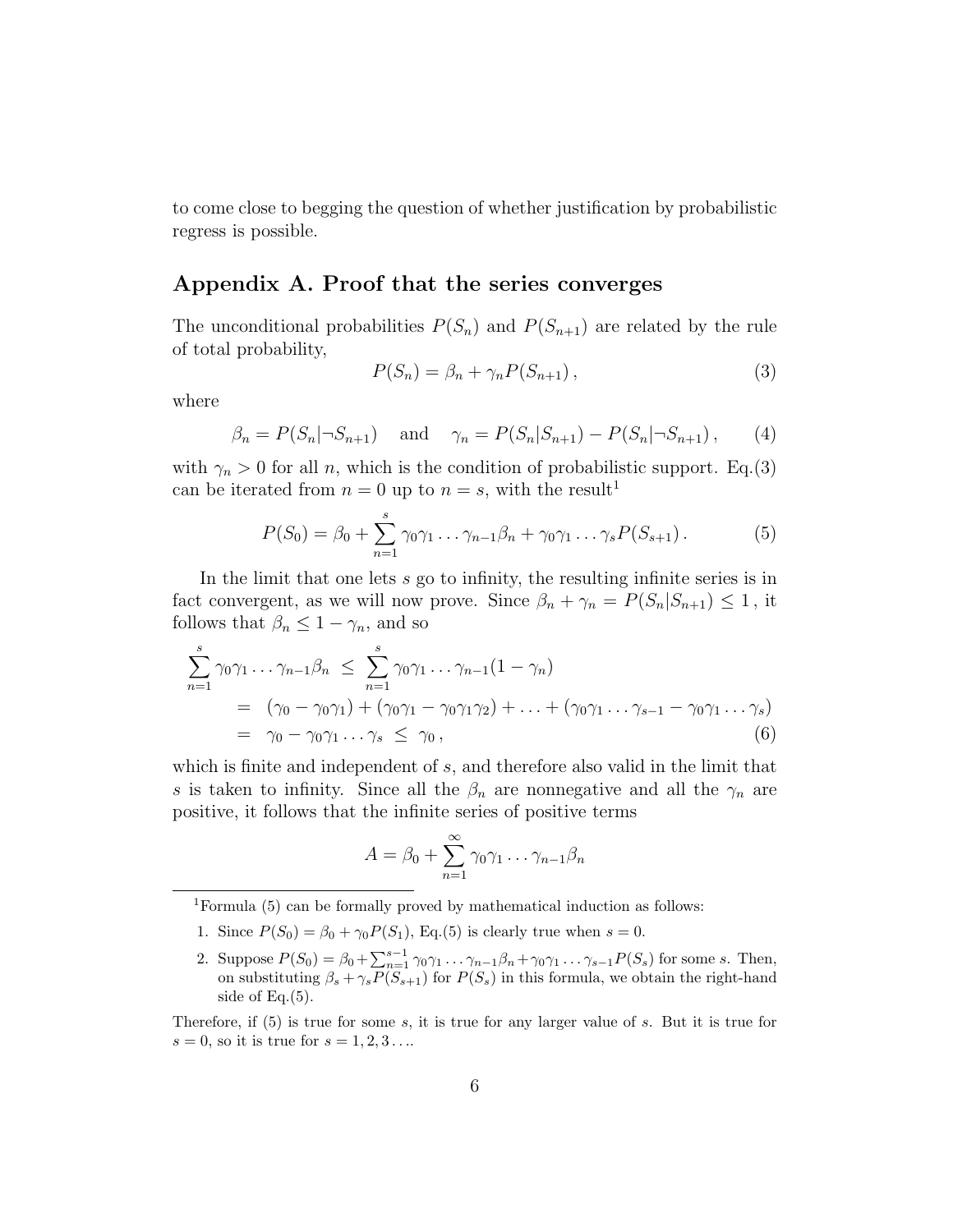to come close to begging the question of whether justification by probabilistic regress is possible.

## Appendix A. Proof that the series converges

The unconditional probabilities $P(S_n)$ and $P(S_{n+1})$ are related by the rule of total probability,

$$P(S_n) = \beta_n + \gamma_n P(S_{n+1}) \,, \tag{3}$$

where

$$\beta_n = P(S_n|\neg S_{n+1}) \quad \text{and} \quad \gamma_n = P(S_n|S_{n+1}) - P(S_n|\neg S_{n+1}) \,, \tag{4}$$

with $\gamma_n > 0$ for all $n$, which is the condition of probabilistic support. Eq.(3) can be iterated from $n = 0$ up to $n = s$, with the result[1]

$$P(S_0) = \beta_0 + \sum_{n=1}^{s} \gamma_0\gamma_1 \ldots \gamma_{n-1}\beta_n + \gamma_0\gamma_1 \ldots \gamma_s P(S_{s+1}) \,. \tag{5}$$

In the limit that one lets $s$ go to infinity, the resulting infinite series is in fact convergent, as we will now prove. Since $\beta_n + \gamma_n = P(S_n|S_{n+1}) \leq 1$, it follows that $\beta_n \leq 1 - \gamma_n$, and so

$$\begin{aligned}
\sum_{n=1}^{s} \gamma_0\gamma_1 \ldots \gamma_{n-1}\beta_n \;&\leq\; \sum_{n=1}^{s} \gamma_0\gamma_1 \ldots \gamma_{n-1}(1-\gamma_n) \\
&= \; (\gamma_0 - \gamma_0\gamma_1) + (\gamma_0\gamma_1 - \gamma_0\gamma_1\gamma_2) + \ldots + (\gamma_0\gamma_1 \ldots \gamma_{s-1} - \gamma_0\gamma_1 \ldots \gamma_s) \\
&= \; \gamma_0 - \gamma_0\gamma_1 \ldots \gamma_s \;\leq\; \gamma_0 \,,
\end{aligned} \tag{6}$$

which is finite and independent of $s$, and therefore also valid in the limit that $s$ is taken to infinity. Since all the $\beta_n$ are nonnegative and all the $\gamma_n$ are positive, it follows that the infinite series of positive terms

$$A = \beta_0 + \sum_{n=1}^{\infty} \gamma_0\gamma_1 \ldots \gamma_{n-1}\beta_n$$

---

[1] Formula (5) can be formally proved by mathematical induction as follows:

1. Since $P(S_0) = \beta_0 + \gamma_0 P(S_1)$, Eq.(5) is clearly true when $s = 0$.
2. Suppose $P(S_0) = \beta_0 + \sum_{n=1}^{s-1} \gamma_0\gamma_1 \ldots \gamma_{n-1}\beta_n + \gamma_0\gamma_1 \ldots \gamma_{s-1} P(S_s)$ for some $s$. Then, on substituting $\beta_s + \gamma_s P(S_{s+1})$ for $P(S_s)$ in this formula, we obtain the right-hand side of Eq.(5).

Therefore, if (5) is true for some $s$, it is true for any larger value of $s$. But it is true for $s = 0$, so it is true for $s = 1, 2, 3 \ldots$.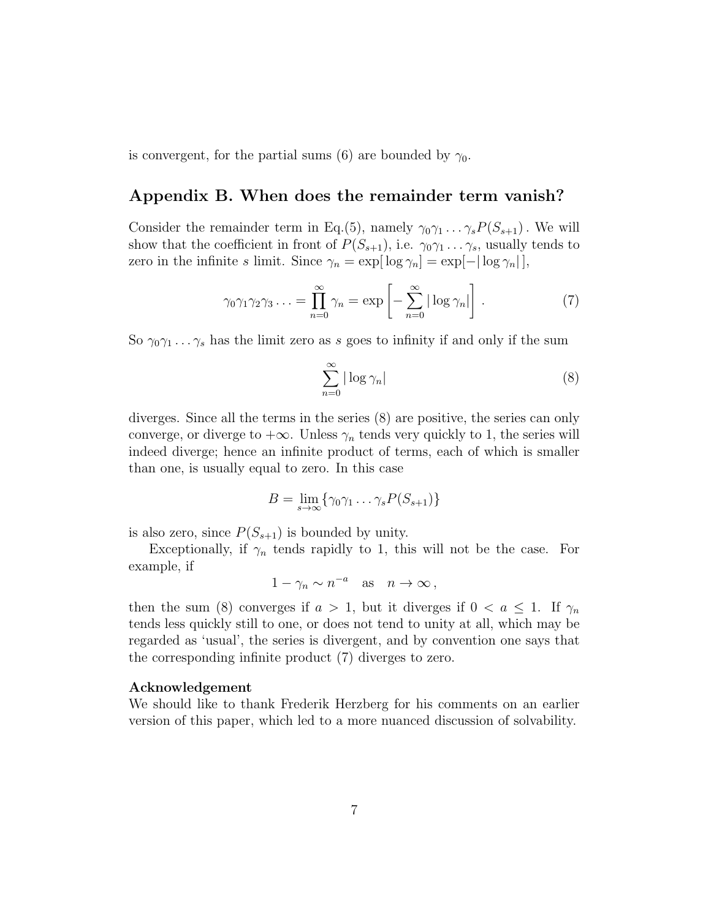is convergent, for the partial sums (6) are bounded by $\gamma_0$.

## Appendix B. When does the remainder term vanish?

Consider the remainder term in Eq.(5), namely $\gamma_0\gamma_1\ldots\gamma_s P(S_{s+1})$. We will show that the coefficient in front of $P(S_{s+1})$, i.e. $\gamma_0\gamma_1\ldots\gamma_s$, usually tends to zero in the infinite $s$ limit. Since $\gamma_n = \exp[\,\log\gamma_n] = \exp[-|\log\gamma_n|\,]$,

$$\gamma_0\gamma_1\gamma_2\gamma_3\ldots = \prod_{n=0}^{\infty}\gamma_n = \exp\left[-\sum_{n=0}^{\infty}|\log\gamma_n|\right]. \tag{7}$$

So $\gamma_0\gamma_1\ldots\gamma_s$ has the limit zero as $s$ goes to infinity if and only if the sum

$$\sum_{n=0}^{\infty}|\log\gamma_n| \tag{8}$$

diverges. Since all the terms in the series (8) are positive, the series can only converge, or diverge to $+\infty$. Unless $\gamma_n$ tends very quickly to 1, the series will indeed diverge; hence an infinite product of terms, each of which is smaller than one, is usually equal to zero. In this case

$$B = \lim_{s\to\infty}\{\gamma_0\gamma_1\ldots\gamma_s P(S_{s+1})\}$$

is also zero, since $P(S_{s+1})$ is bounded by unity.

Exceptionally, if $\gamma_n$ tends rapidly to 1, this will not be the case. For example, if

$$1-\gamma_n \sim n^{-a} \quad \text{as} \quad n\to\infty\,,$$

then the sum (8) converges if $a > 1$, but it diverges if $0 < a \le 1$. If $\gamma_n$ tends less quickly still to one, or does not tend to unity at all, which may be regarded as 'usual', the series is divergent, and by convention one says that the corresponding infinite product (7) diverges to zero.

**Acknowledgement**
We should like to thank Frederik Herzberg for his comments on an earlier version of this paper, which led to a more nuanced discussion of solvability.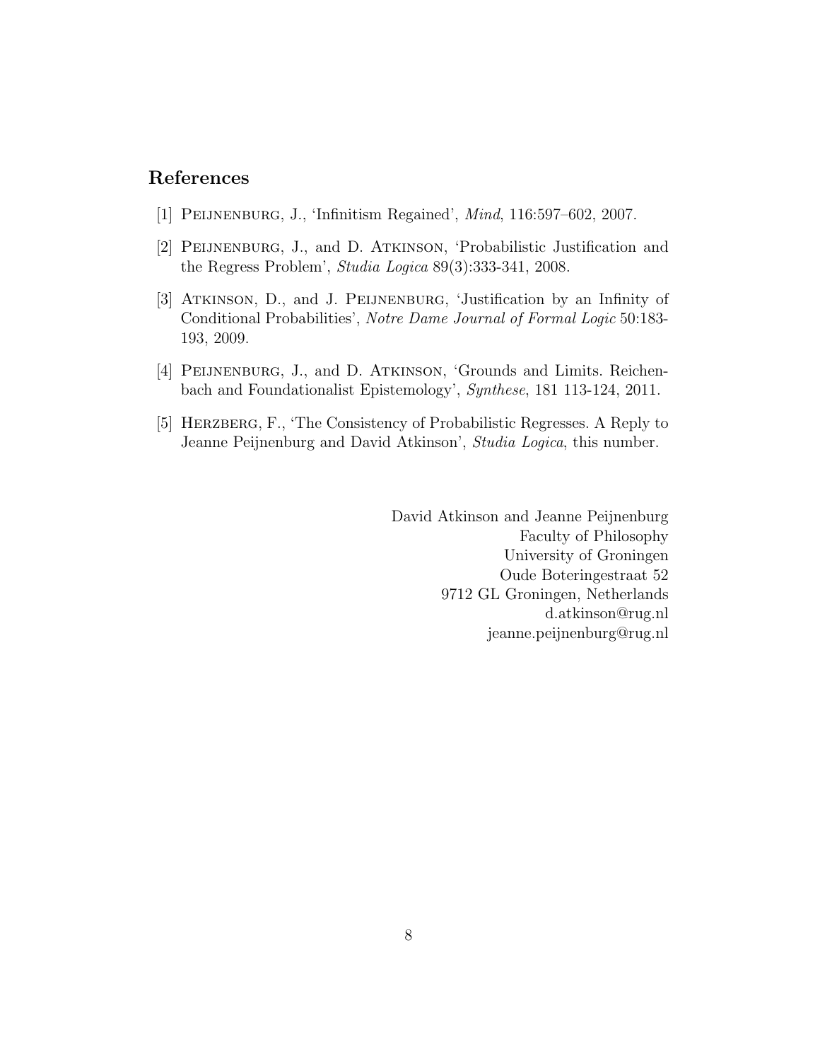## References

[1] Peijnenburg, J., 'Infinitism Regained', *Mind*, 116:597–602, 2007.

[2] Peijnenburg, J., and D. Atkinson, 'Probabilistic Justification and the Regress Problem', *Studia Logica* 89(3):333-341, 2008.

[3] Atkinson, D., and J. Peijnenburg, 'Justification by an Infinity of Conditional Probabilities', *Notre Dame Journal of Formal Logic* 50:183-193, 2009.

[4] Peijnenburg, J., and D. Atkinson, 'Grounds and Limits. Reichenbach and Foundationalist Epistemology', *Synthese*, 181 113-124, 2011.

[5] Herzberg, F., 'The Consistency of Probabilistic Regresses. A Reply to Jeanne Peijnenburg and David Atkinson', *Studia Logica*, this number.

David Atkinson and Jeanne Peijnenburg
Faculty of Philosophy
University of Groningen
Oude Boteringestraat 52
9712 GL Groningen, Netherlands
d.atkinson@rug.nl
jeanne.peijnenburg@rug.nl